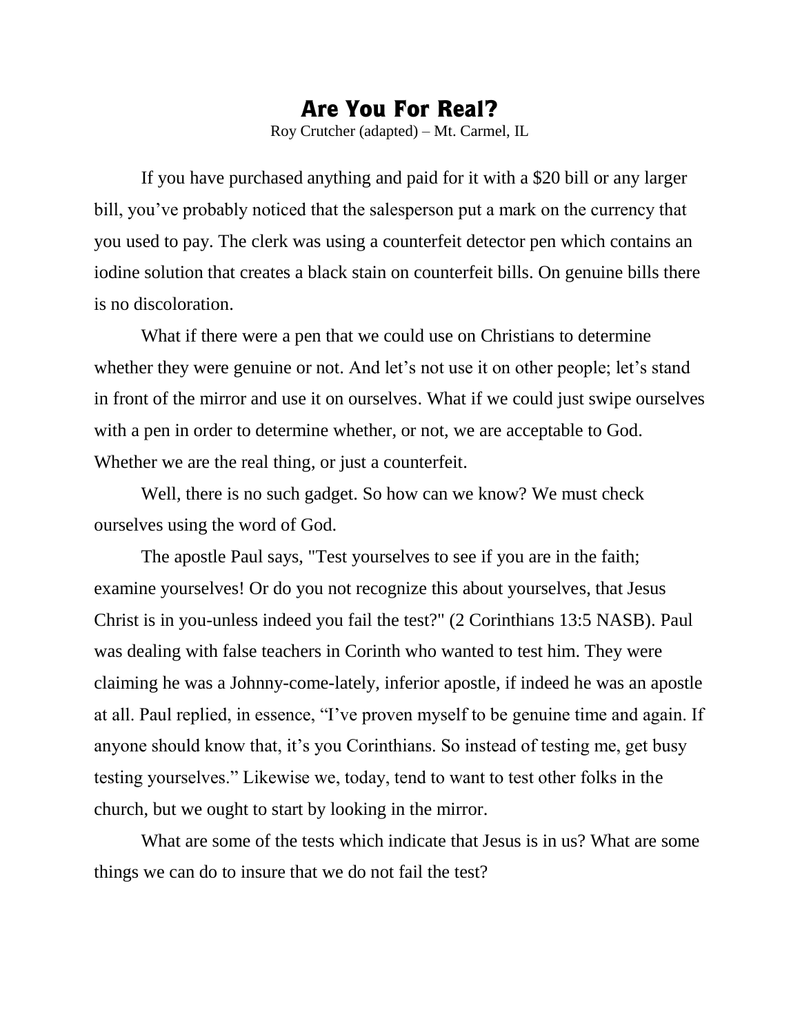# Are You For Real?

Roy Crutcher (adapted) – Mt. Carmel, IL

If you have purchased anything and paid for it with a $20 bill or any larger bill, you've probably noticed that the salesperson put a mark on the currency that you used to pay. The clerk was using a counterfeit detector pen which contains an iodine solution that creates a black stain on counterfeit bills. On genuine bills there is no discoloration.

What if there were a pen that we could use on Christians to determine whether they were genuine or not. And let's not use it on other people; let's stand in front of the mirror and use it on ourselves. What if we could just swipe ourselves with a pen in order to determine whether, or not, we are acceptable to God. Whether we are the real thing, or just a counterfeit.

Well, there is no such gadget. So how can we know? We must check ourselves using the word of God.

The apostle Paul says, "Test yourselves to see if you are in the faith; examine yourselves! Or do you not recognize this about yourselves, that Jesus Christ is in you-unless indeed you fail the test?" (2 Corinthians 13:5 NASB). Paul was dealing with false teachers in Corinth who wanted to test him. They were claiming he was a Johnny-come-lately, inferior apostle, if indeed he was an apostle at all. Paul replied, in essence, "I've proven myself to be genuine time and again. If anyone should know that, it's you Corinthians. So instead of testing me, get busy testing yourselves." Likewise we, today, tend to want to test other folks in the church, but we ought to start by looking in the mirror.

What are some of the tests which indicate that Jesus is in us? What are some things we can do to insure that we do not fail the test?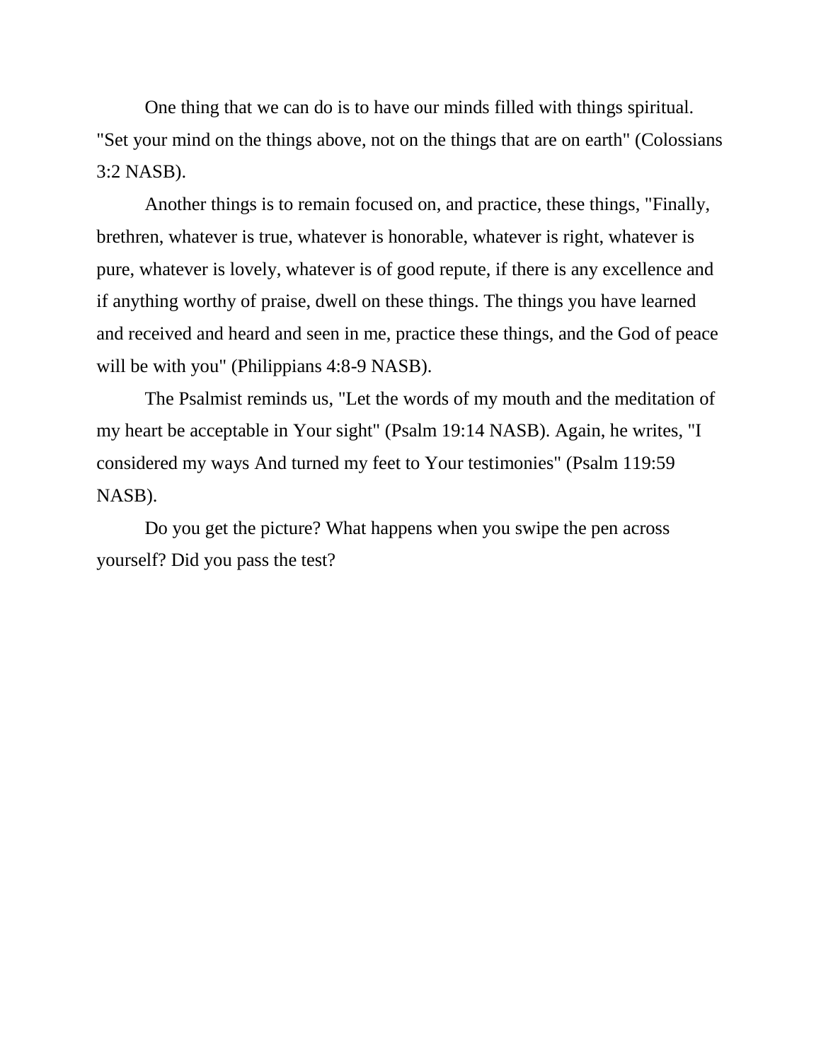One thing that we can do is to have our minds filled with things spiritual. "Set your mind on the things above, not on the things that are on earth" (Colossians 3:2 NASB).

Another things is to remain focused on, and practice, these things, "Finally, brethren, whatever is true, whatever is honorable, whatever is right, whatever is pure, whatever is lovely, whatever is of good repute, if there is any excellence and if anything worthy of praise, dwell on these things. The things you have learned and received and heard and seen in me, practice these things, and the God of peace will be with you" (Philippians 4:8-9 NASB).

The Psalmist reminds us, "Let the words of my mouth and the meditation of my heart be acceptable in Your sight" (Psalm 19:14 NASB). Again, he writes, "I considered my ways And turned my feet to Your testimonies" (Psalm 119:59 NASB).

Do you get the picture? What happens when you swipe the pen across yourself? Did you pass the test?